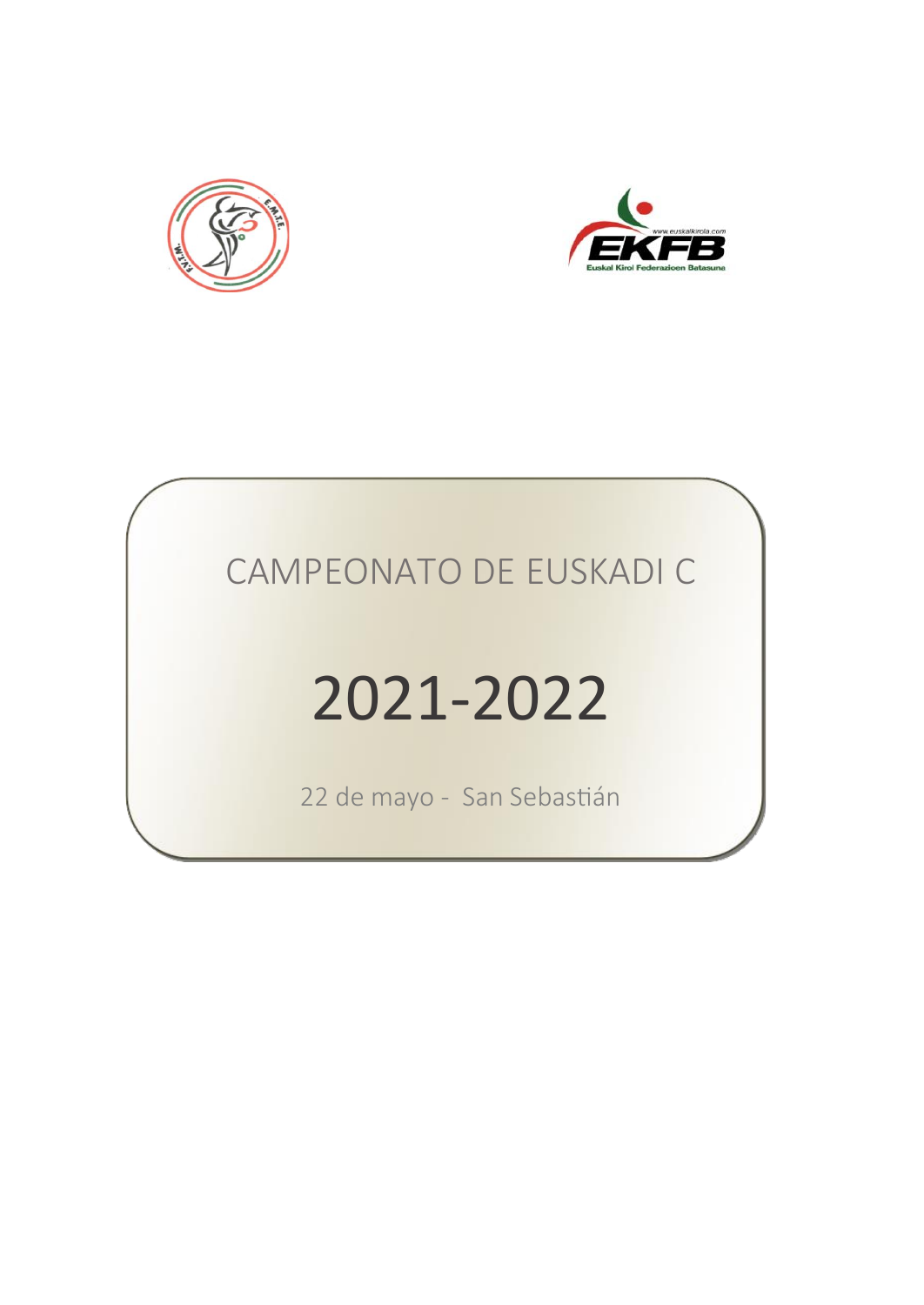CAMPEONATO DE EUSKADI C

# 2021-2022

22 de mayo - San Sebastián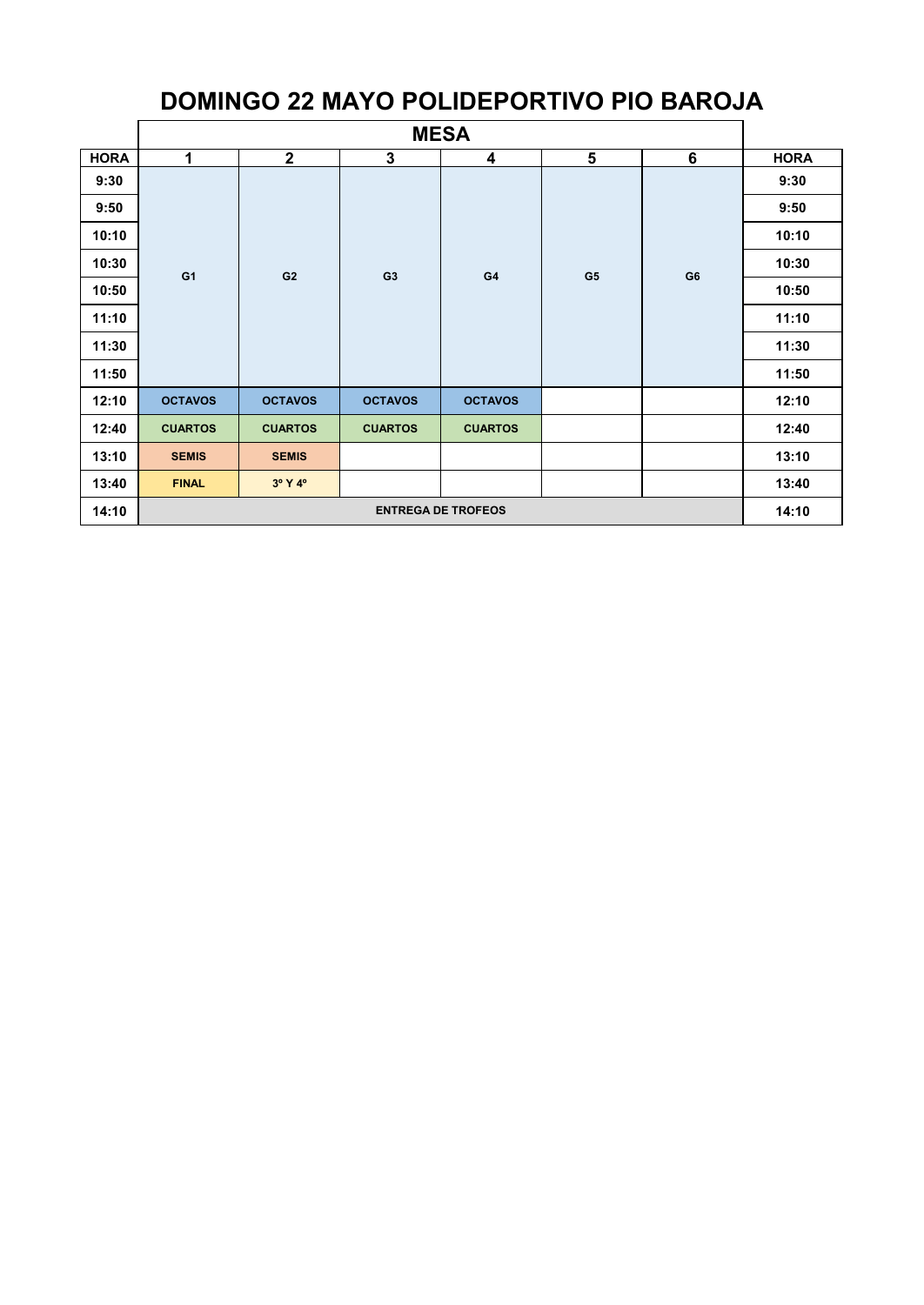# DOMINGO 22 MAYO POLIDEPORTIVO PIO BAROJA

| | MESA | | | | | | |
|---|---|---|---|---|---|---|---|
| **HORA** | **1** | **2** | **3** | **4** | **5** | **6** | **HORA** |
| **9:30** | G1 | G2 | G3 | G4 | G5 | G6 | **9:30** |
| **9:50** | | | | | | | **9:50** |
| **10:10** | | | | | | | **10:10** |
| **10:30** | | | | | | | **10:30** |
| **10:50** | | | | | | | **10:50** |
| **11:10** | | | | | | | **11:10** |
| **11:30** | | | | | | | **11:30** |
| **11:50** | | | | | | | **11:50** |
| **12:10** | **OCTAVOS** | **OCTAVOS** | **OCTAVOS** | **OCTAVOS** | | | **12:10** |
| **12:40** | **CUARTOS** | **CUARTOS** | **CUARTOS** | **CUARTOS** | | | **12:40** |
| **13:10** | **SEMIS** | **SEMIS** | | | | | **13:10** |
| **13:40** | **FINAL** | **3º Y 4º** | | | | | **13:40** |
| **14:10** | **ENTREGA DE TROFEOS** | | | | | | **14:10** |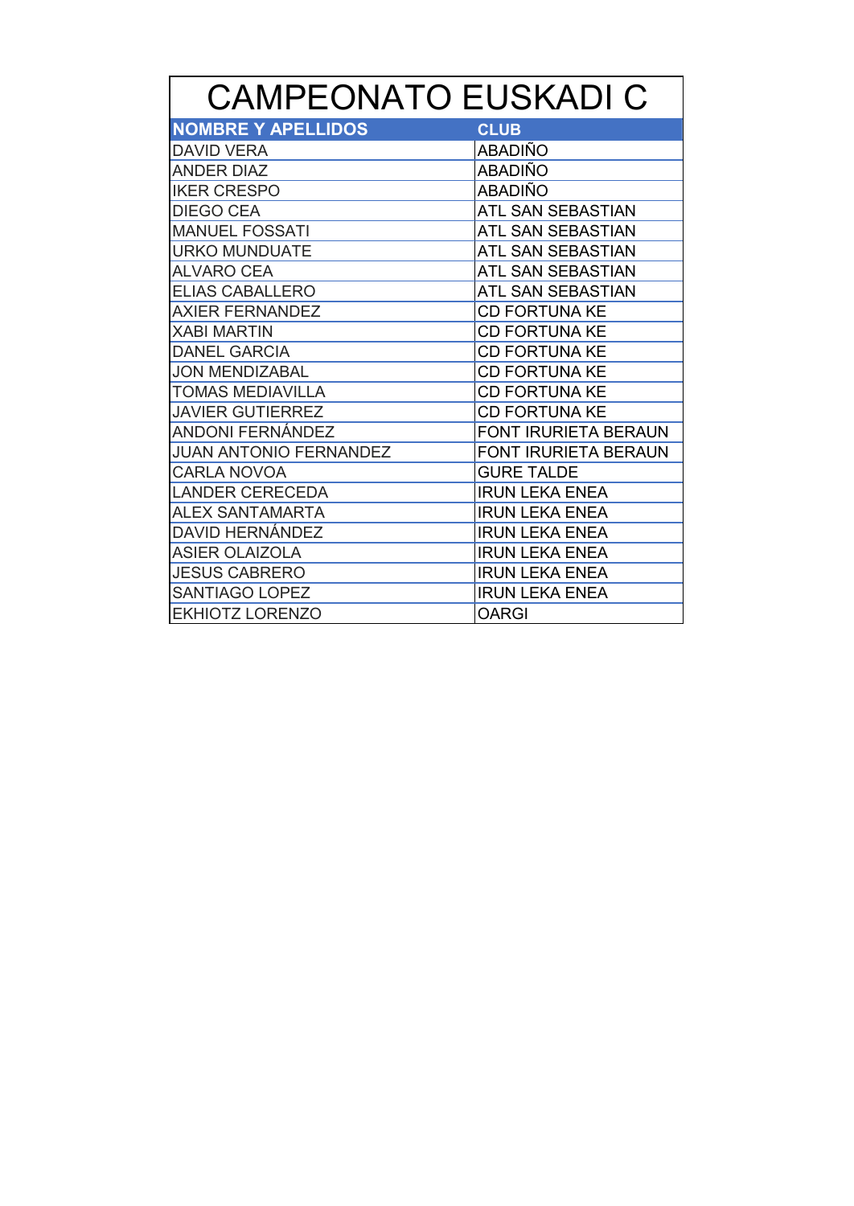# CAMPEONATO EUSKADI C

| NOMBRE Y APELLIDOS | CLUB |
| --- | --- |
| DAVID VERA | ABADIÑO |
| ANDER DIAZ | ABADIÑO |
| IKER CRESPO | ABADIÑO |
| DIEGO CEA | ATL SAN SEBASTIAN |
| MANUEL FOSSATI | ATL SAN SEBASTIAN |
| URKO MUNDUATE | ATL SAN SEBASTIAN |
| ALVARO CEA | ATL SAN SEBASTIAN |
| ELIAS CABALLERO | ATL SAN SEBASTIAN |
| AXIER FERNANDEZ | CD FORTUNA KE |
| XABI MARTIN | CD FORTUNA KE |
| DANEL GARCIA | CD FORTUNA KE |
| JON MENDIZABAL | CD FORTUNA KE |
| TOMAS MEDIAVILLA | CD FORTUNA KE |
| JAVIER GUTIERREZ | CD FORTUNA KE |
| ANDONI FERNÁNDEZ | FONT IRURIETA BERAUN |
| JUAN ANTONIO FERNANDEZ | FONT IRURIETA BERAUN |
| CARLA NOVOA | GURE TALDE |
| LANDER CERECEDA | IRUN LEKA ENEA |
| ALEX SANTAMARTA | IRUN LEKA ENEA |
| DAVID HERNÁNDEZ | IRUN LEKA ENEA |
| ASIER OLAIZOLA | IRUN LEKA ENEA |
| JESUS CABRERO | IRUN LEKA ENEA |
| SANTIAGO LOPEZ | IRUN LEKA ENEA |
| EKHIOTZ LORENZO | OARGI |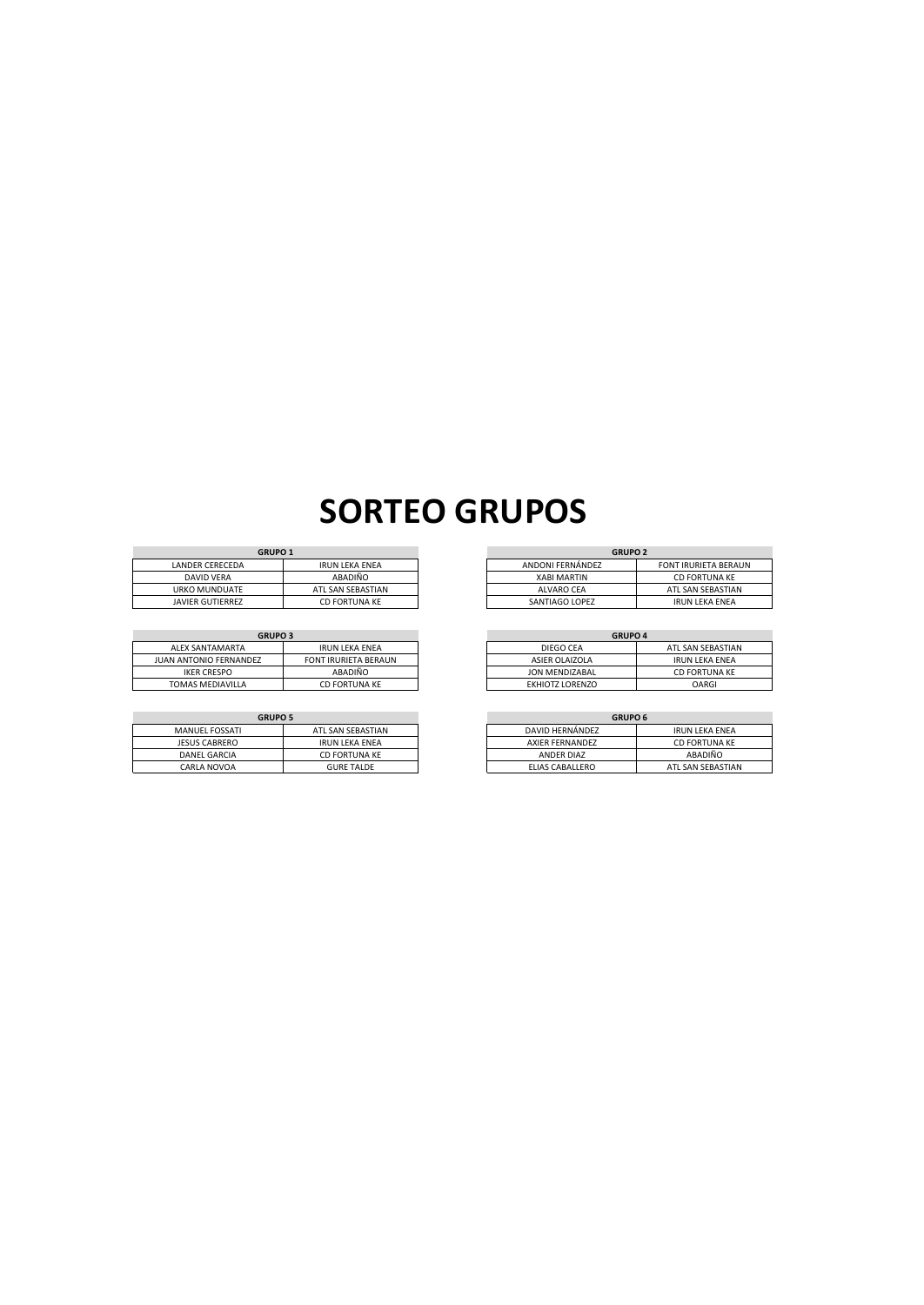# SORTEO GRUPOS

| GRUPO 1 | |
|---|---|
| LANDER CERECEDA | IRUN LEKA ENEA |
| DAVID VERA | ABADIÑO |
| URKO MUNDUATE | ATL SAN SEBASTIAN |
| JAVIER GUTIERREZ | CD FORTUNA KE |

| GRUPO 2 | |
|---|---|
| ANDONI FERNÁNDEZ | FONT IRURIETA BERAUN |
| XABI MARTIN | CD FORTUNA KE |
| ALVARO CEA | ATL SAN SEBASTIAN |
| SANTIAGO LOPEZ | IRUN LEKA ENEA |

| GRUPO 3 | |
|---|---|
| ALEX SANTAMARTA | IRUN LEKA ENEA |
| JUAN ANTONIO FERNANDEZ | FONT IRURIETA BERAUN |
| IKER CRESPO | ABADIÑO |
| TOMAS MEDIAVILLA | CD FORTUNA KE |

| GRUPO 4 | |
|---|---|
| DIEGO CEA | ATL SAN SEBASTIAN |
| ASIER OLAIZOLA | IRUN LEKA ENEA |
| JON MENDIZABAL | CD FORTUNA KE |
| EKHIOTZ LORENZO | OARGI |

| GRUPO 5 | |
|---|---|
| MANUEL FOSSATI | ATL SAN SEBASTIAN |
| JESUS CABRERO | IRUN LEKA ENEA |
| DANEL GARCIA | CD FORTUNA KE |
| CARLA NOVOA | GURE TALDE |

| GRUPO 6 | |
|---|---|
| DAVID HERNÁNDEZ | IRUN LEKA ENEA |
| AXIER FERNANDEZ | CD FORTUNA KE |
| ANDER DIAZ | ABADIÑO |
| ELIAS CABALLERO | ATL SAN SEBASTIAN |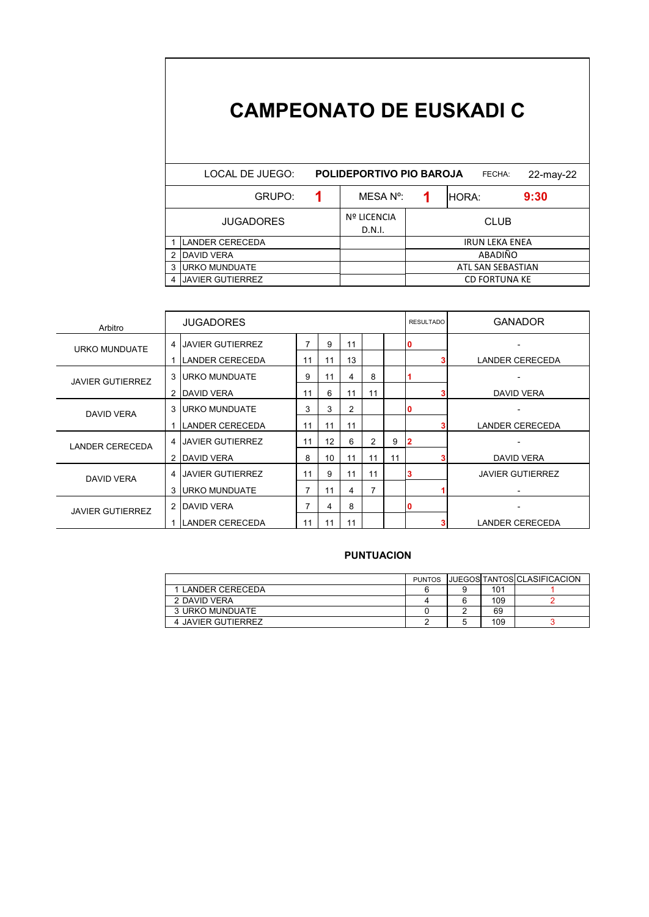# CAMPEONATO DE EUSKADI C

| | | | | | |
|---|---|---|---|---|---|
| LOCAL DE JUEGO: | **POLIDEPORTIVO PIO BAROJA** | | | FECHA: | 22-may-22 |
| GRUPO: | **1** | MESA Nº: | **1** | HORA: | **9:30** |

| | JUGADORES | Nº LICENCIA D.N.I. | CLUB |
|---|---|---|---|
| 1 | LANDER CERECEDA | | IRUN LEKA ENEA |
| 2 | DAVID VERA | | ABADIÑO |
| 3 | URKO MUNDUATE | | ATL SAN SEBASTIAN |
| 4 | JAVIER GUTIERREZ | | CD FORTUNA KE |

| Arbitro | | JUGADORES | | | | | | RESULTADO | GANADOR |
|---|---|---|---|---|---|---|---|---|---|
| URKO MUNDUATE | 4 | JAVIER GUTIERREZ | 7 | 9 | 11 | | | 0 | - |
| | 1 | LANDER CERECEDA | 11 | 11 | 13 | | | 3 | LANDER CERECEDA |
| JAVIER GUTIERREZ | 3 | URKO MUNDUATE | 9 | 11 | 4 | 8 | | 1 | - |
| | 2 | DAVID VERA | 11 | 6 | 11 | 11 | | 3 | DAVID VERA |
| DAVID VERA | 3 | URKO MUNDUATE | 3 | 3 | 2 | | | 0 | - |
| | 1 | LANDER CERECEDA | 11 | 11 | 11 | | | 3 | LANDER CERECEDA |
| LANDER CERECEDA | 4 | JAVIER GUTIERREZ | 11 | 12 | 6 | 2 | 9 | 2 | - |
| | 2 | DAVID VERA | 8 | 10 | 11 | 11 | 11 | 3 | DAVID VERA |
| DAVID VERA | 4 | JAVIER GUTIERREZ | 11 | 9 | 11 | 11 | | 3 | JAVIER GUTIERREZ |
| | 3 | URKO MUNDUATE | 7 | 11 | 4 | 7 | | 1 | - |
| JAVIER GUTIERREZ | 2 | DAVID VERA | 7 | 4 | 8 | | | 0 | - |
| | 1 | LANDER CERECEDA | 11 | 11 | 11 | | | 3 | LANDER CERECEDA |

## PUNTUACION

| | PUNTOS | JUEGOS | TANTOS | CLASIFICACION |
|---|---|---|---|---|
| 1 LANDER CERECEDA | 6 | 9 | 101 | 1 |
| 2 DAVID VERA | 4 | 6 | 109 | 2 |
| 3 URKO MUNDUATE | 0 | 2 | 69 | |
| 4 JAVIER GUTIERREZ | 2 | 5 | 109 | 3 |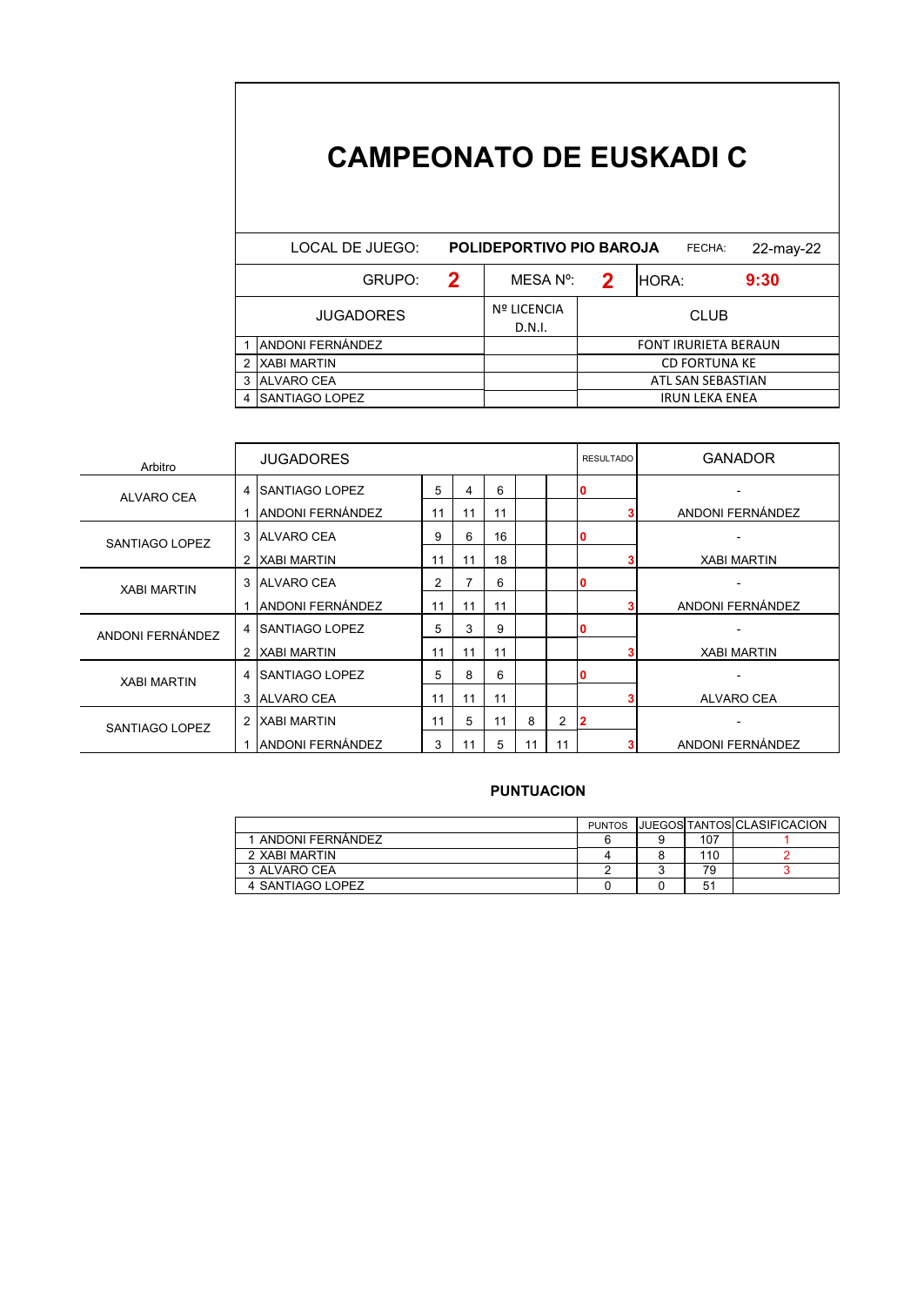# CAMPEONATO DE EUSKADI C

| LOCAL DE JUEGO: | POLIDEPORTIVO PIO BAROJA | FECHA: | 22-may-22 |
|---|---|---|---|
| GRUPO: **2** | MESA Nº: **2** | HORA: | **9:30** |

| | JUGADORES | Nº LICENCIA D.N.I. | CLUB |
|---|---|---|---|
| 1 | ANDONI FERNÁNDEZ | | FONT IRURIETA BERAUN |
| 2 | XABI MARTIN | | CD FORTUNA KE |
| 3 | ALVARO CEA | | ATL SAN SEBASTIAN |
| 4 | SANTIAGO LOPEZ | | IRUN LEKA ENEA |

| Arbitro | | JUGADORES | | | | | | RESULTADO | GANADOR |
|---|---|---|---|---|---|---|---|---|---|
| ALVARO CEA | 4 | SANTIAGO LOPEZ | 5 | 4 | 6 | | | 0 | - |
| | 1 | ANDONI FERNÁNDEZ | 11 | 11 | 11 | | | 3 | ANDONI FERNÁNDEZ |
| SANTIAGO LOPEZ | 3 | ALVARO CEA | 9 | 6 | 16 | | | 0 | - |
| | 2 | XABI MARTIN | 11 | 11 | 18 | | | 3 | XABI MARTIN |
| XABI MARTIN | 3 | ALVARO CEA | 2 | 7 | 6 | | | 0 | - |
| | 1 | ANDONI FERNÁNDEZ | 11 | 11 | 11 | | | 3 | ANDONI FERNÁNDEZ |
| ANDONI FERNÁNDEZ | 4 | SANTIAGO LOPEZ | 5 | 3 | 9 | | | 0 | - |
| | 2 | XABI MARTIN | 11 | 11 | 11 | | | 3 | XABI MARTIN |
| XABI MARTIN | 4 | SANTIAGO LOPEZ | 5 | 8 | 6 | | | 0 | - |
| | 3 | ALVARO CEA | 11 | 11 | 11 | | | 3 | ALVARO CEA |
| SANTIAGO LOPEZ | 2 | XABI MARTIN | 11 | 5 | 11 | 8 | 2 | 2 | - |
| | 1 | ANDONI FERNÁNDEZ | 3 | 11 | 5 | 11 | 11 | 3 | ANDONI FERNÁNDEZ |

**PUNTUACION**

| | PUNTOS | JUEGOS | TANTOS | CLASIFICACION |
|---|---|---|---|---|
| 1 ANDONI FERNÁNDEZ | 6 | 9 | 107 | 1 |
| 2 XABI MARTIN | 4 | 8 | 110 | 2 |
| 3 ALVARO CEA | 2 | 3 | 79 | 3 |
| 4 SANTIAGO LOPEZ | 0 | 0 | 51 | |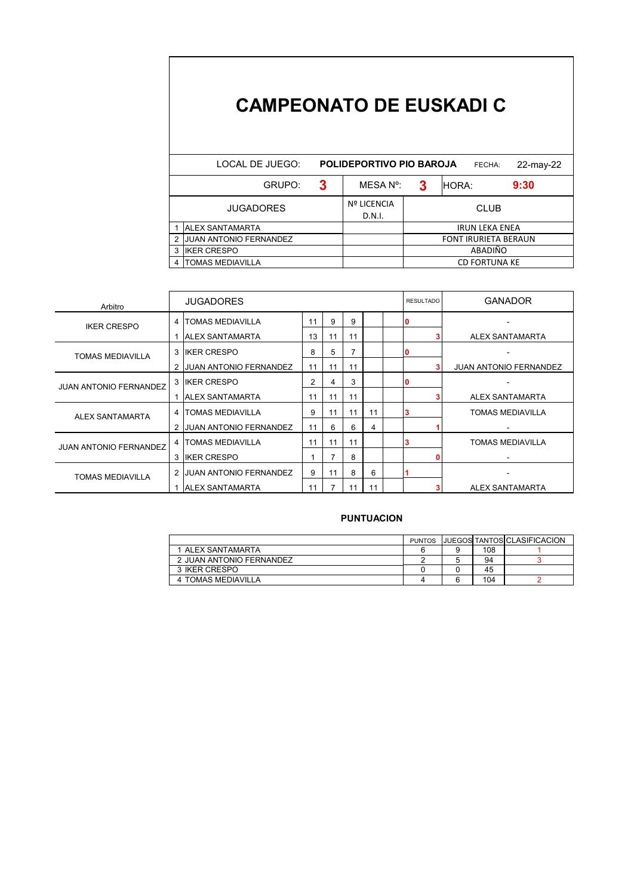# CAMPEONATO DE EUSKADI C

| | | | | | |
|---|---|---|---|---|---|
| LOCAL DE JUEGO: | **POLIDEPORTIVO PIO BAROJA** | | | FECHA: | 22-may-22 |
| GRUPO: | **3** | MESA Nº: | **3** | HORA: | **9:30** |

| | JUGADORES | Nº LICENCIA D.N.I. | CLUB |
|---|---|---|---|
| 1 | ALEX SANTAMARTA | | IRUN LEKA ENEA |
| 2 | JUAN ANTONIO FERNANDEZ | | FONT IRURIETA BERAUN |
| 3 | IKER CRESPO | | ABADIÑO |
| 4 | TOMAS MEDIAVILLA | | CD FORTUNA KE |

| Arbitro | | JUGADORES | | | | | | RESULTADO | GANADOR |
|---|---|---|---|---|---|---|---|---|---|
| IKER CRESPO | 4 | TOMAS MEDIAVILLA | 11 | 9 | 9 | | | 0 | - |
| | 1 | ALEX SANTAMARTA | 13 | 11 | 11 | | | 3 | ALEX SANTAMARTA |
| TOMAS MEDIAVILLA | 3 | IKER CRESPO | 8 | 5 | 7 | | | 0 | - |
| | 2 | JUAN ANTONIO FERNANDEZ | 11 | 11 | 11 | | | 3 | JUAN ANTONIO FERNANDEZ |
| JUAN ANTONIO FERNANDEZ | 3 | IKER CRESPO | 2 | 4 | 3 | | | 0 | - |
| | 1 | ALEX SANTAMARTA | 11 | 11 | 11 | | | 3 | ALEX SANTAMARTA |
| ALEX SANTAMARTA | 4 | TOMAS MEDIAVILLA | 9 | 11 | 11 | 11 | | 3 | TOMAS MEDIAVILLA |
| | 2 | JUAN ANTONIO FERNANDEZ | 11 | 6 | 6 | 4 | | 1 | - |
| JUAN ANTONIO FERNANDEZ | 4 | TOMAS MEDIAVILLA | 11 | 11 | 11 | | | 3 | TOMAS MEDIAVILLA |
| | 3 | IKER CRESPO | 1 | 7 | 8 | | | 0 | - |
| TOMAS MEDIAVILLA | 2 | JUAN ANTONIO FERNANDEZ | 9 | 11 | 8 | 6 | | 1 | - |
| | 1 | ALEX SANTAMARTA | 11 | 7 | 11 | 11 | | 3 | ALEX SANTAMARTA |

**PUNTUACION**

| | PUNTOS | JUEGOS | TANTOS | CLASIFICACION |
|---|---|---|---|---|
| 1 ALEX SANTAMARTA | 6 | 9 | 108 | 1 |
| 2 JUAN ANTONIO FERNANDEZ | 2 | 5 | 94 | 3 |
| 3 IKER CRESPO | 0 | 0 | 45 | |
| 4 TOMAS MEDIAVILLA | 4 | 6 | 104 | 2 |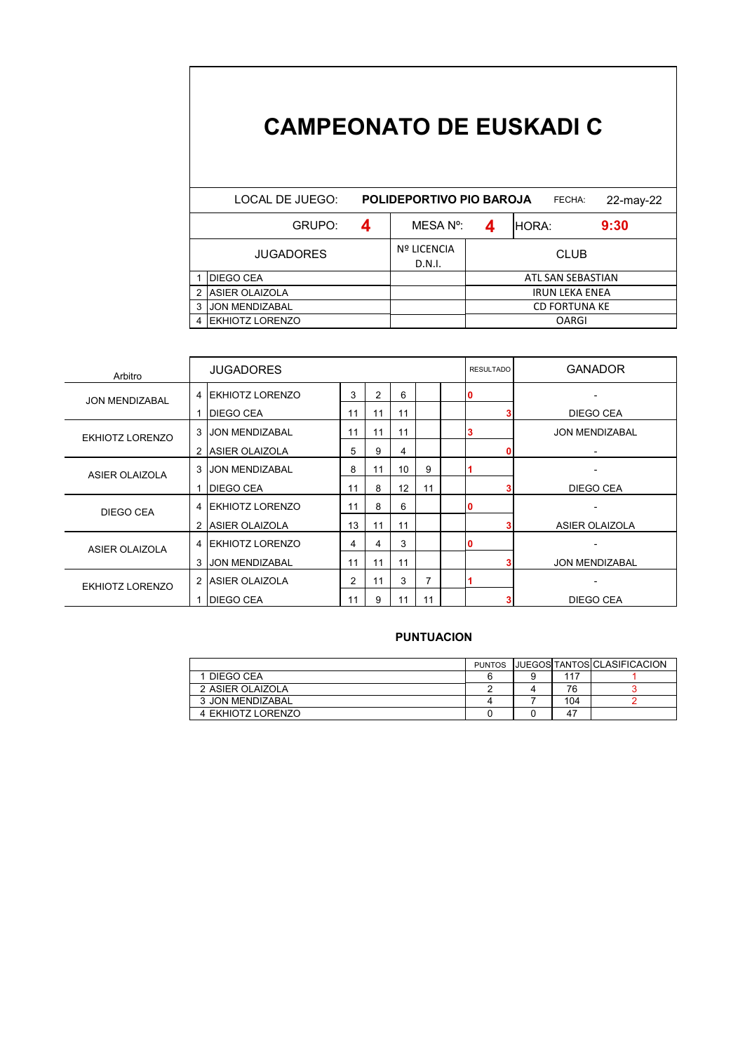# CAMPEONATO DE EUSKADI C

| | | | | |
|---|---|---|---|---|
| LOCAL DE JUEGO: | **POLIDEPORTIVO PIO BAROJA** | | FECHA: | 22-may-22 |
| GRUPO: | **4** | MESA Nº: **4** | HORA: | **9:30** |

| | JUGADORES | Nº LICENCIA D.N.I. | CLUB |
|---|---|---|---|
| 1 | DIEGO CEA | | ATL SAN SEBASTIAN |
| 2 | ASIER OLAIZOLA | | IRUN LEKA ENEA |
| 3 | JON MENDIZABAL | | CD FORTUNA KE |
| 4 | EKHIOTZ LORENZO | | OARGI |

| Arbitro | | JUGADORES | | | | | | RESULTADO | GANADOR |
|---|---|---|---|---|---|---|---|---|---|
| JON MENDIZABAL | 4 | EKHIOTZ LORENZO | 3 | 2 | 6 | | | 0 | - |
| | 1 | DIEGO CEA | 11 | 11 | 11 | | | 3 | DIEGO CEA |
| EKHIOTZ LORENZO | 3 | JON MENDIZABAL | 11 | 11 | 11 | | | 3 | JON MENDIZABAL |
| | 2 | ASIER OLAIZOLA | 5 | 9 | 4 | | | 0 | - |
| ASIER OLAIZOLA | 3 | JON MENDIZABAL | 8 | 11 | 10 | 9 | | 1 | - |
| | 1 | DIEGO CEA | 11 | 8 | 12 | 11 | | 3 | DIEGO CEA |
| DIEGO CEA | 4 | EKHIOTZ LORENZO | 11 | 8 | 6 | | | 0 | - |
| | 2 | ASIER OLAIZOLA | 13 | 11 | 11 | | | 3 | ASIER OLAIZOLA |
| ASIER OLAIZOLA | 4 | EKHIOTZ LORENZO | 4 | 4 | 3 | | | 0 | - |
| | 3 | JON MENDIZABAL | 11 | 11 | 11 | | | 3 | JON MENDIZABAL |
| EKHIOTZ LORENZO | 2 | ASIER OLAIZOLA | 2 | 11 | 3 | 7 | | 1 | - |
| | 1 | DIEGO CEA | 11 | 9 | 11 | 11 | | 3 | DIEGO CEA |

## PUNTUACION

| | PUNTOS | JUEGOS | TANTOS | CLASIFICACION |
|---|---|---|---|---|
| 1 DIEGO CEA | 6 | 9 | 117 | 1 |
| 2 ASIER OLAIZOLA | 2 | 4 | 76 | 3 |
| 3 JON MENDIZABAL | 4 | 7 | 104 | 2 |
| 4 EKHIOTZ LORENZO | 0 | 0 | 47 | |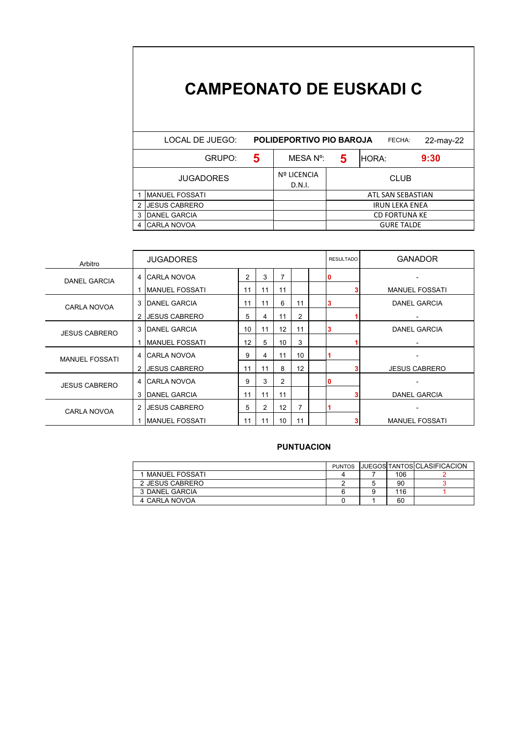# CAMPEONATO DE EUSKADI C

| | | | | | |
|---|---|---|---|---|---|
| LOCAL DE JUEGO: | POLIDEPORTIVO PIO BAROJA | | | FECHA: | 22-may-22 |
| GRUPO: | 5 | MESA Nº: | 5 | HORA: | 9:30 |

| | JUGADORES | Nº LICENCIA D.N.I. | CLUB |
|---|---|---|---|
| 1 | MANUEL FOSSATI | | ATL SAN SEBASTIAN |
| 2 | JESUS CABRERO | | IRUN LEKA ENEA |
| 3 | DANEL GARCIA | | CD FORTUNA KE |
| 4 | CARLA NOVOA | | GURE TALDE |

| Arbitro | | JUGADORES | | | | | | RESULTADO | GANADOR |
|---|---|---|---|---|---|---|---|---|---|
| DANEL GARCIA | 4 | CARLA NOVOA | 2 | 3 | 7 | | | 0 | - |
| | 1 | MANUEL FOSSATI | 11 | 11 | 11 | | | 3 | MANUEL FOSSATI |
| CARLA NOVOA | 3 | DANEL GARCIA | 11 | 11 | 6 | 11 | | 3 | DANEL GARCIA |
| | 2 | JESUS CABRERO | 5 | 4 | 11 | 2 | | 1 | - |
| JESUS CABRERO | 3 | DANEL GARCIA | 10 | 11 | 12 | 11 | | 3 | DANEL GARCIA |
| | 1 | MANUEL FOSSATI | 12 | 5 | 10 | 3 | | 1 | - |
| MANUEL FOSSATI | 4 | CARLA NOVOA | 9 | 4 | 11 | 10 | | 1 | - |
| | 2 | JESUS CABRERO | 11 | 11 | 8 | 12 | | 3 | JESUS CABRERO |
| JESUS CABRERO | 4 | CARLA NOVOA | 9 | 3 | 2 | | | 0 | - |
| | 3 | DANEL GARCIA | 11 | 11 | 11 | | | 3 | DANEL GARCIA |
| CARLA NOVOA | 2 | JESUS CABRERO | 5 | 2 | 12 | 7 | | 1 | - |
| | 1 | MANUEL FOSSATI | 11 | 11 | 10 | 11 | | 3 | MANUEL FOSSATI |

**PUNTUACION**

| | PUNTOS | JUEGOS | TANTOS | CLASIFICACION |
|---|---|---|---|---|
| 1 MANUEL FOSSATI | 4 | 7 | 106 | 2 |
| 2 JESUS CABRERO | 2 | 5 | 90 | 3 |
| 3 DANEL GARCIA | 6 | 9 | 116 | 1 |
| 4 CARLA NOVOA | 0 | 1 | 60 | |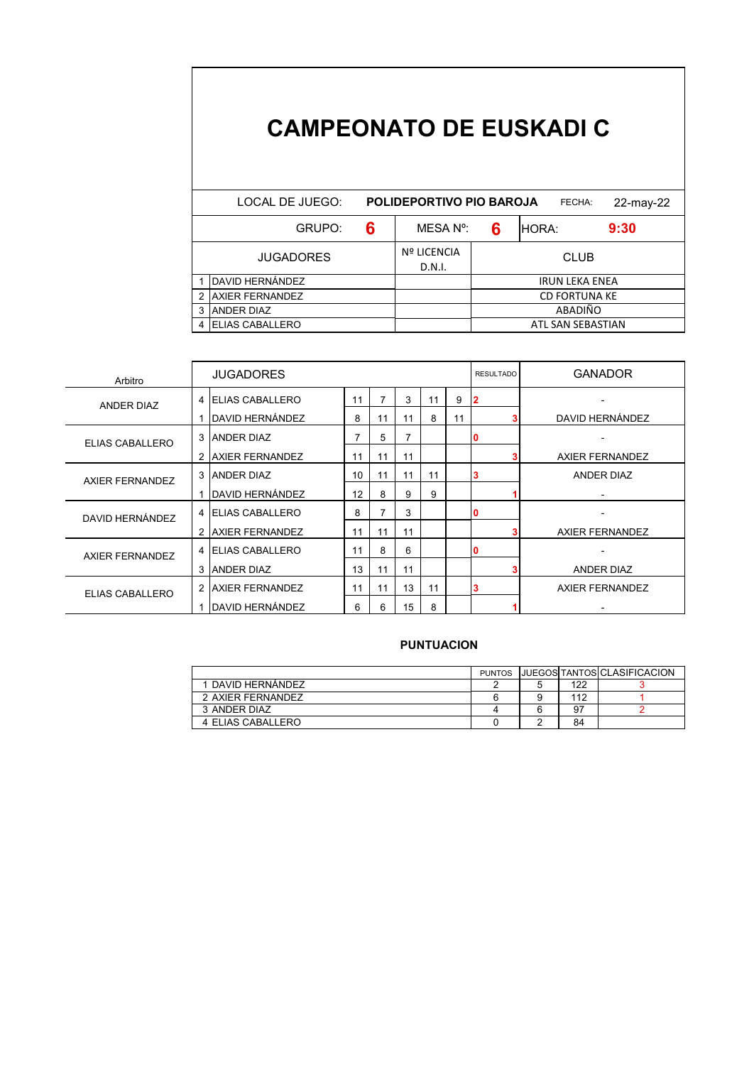# CAMPEONATO DE EUSKADI C

| LOCAL DE JUEGO: | POLIDEPORTIVO PIO BAROJA | FECHA: | 22-may-22 |
|---|---|---|---|
| GRUPO: 6 | MESA Nº: 6 | HORA: | 9:30 |

| | JUGADORES | Nº LICENCIA D.N.I. | CLUB |
|---|---|---|---|
| 1 | DAVID HERNÁNDEZ | | IRUN LEKA ENEA |
| 2 | AXIER FERNANDEZ | | CD FORTUNA KE |
| 3 | ANDER DIAZ | | ABADIÑO |
| 4 | ELIAS CABALLERO | | ATL SAN SEBASTIAN |

| Arbitro | | JUGADORES | | | | | | RESULTADO | GANADOR |
|---|---|---|---|---|---|---|---|---|---|
| ANDER DIAZ | 4 | ELIAS CABALLERO | 11 | 7 | 3 | 11 | 9 | 2 | - |
| | 1 | DAVID HERNÁNDEZ | 8 | 11 | 11 | 8 | 11 | 3 | DAVID HERNÁNDEZ |
| ELIAS CABALLERO | 3 | ANDER DIAZ | 7 | 5 | 7 | | | 0 | - |
| | 2 | AXIER FERNANDEZ | 11 | 11 | 11 | | | 3 | AXIER FERNANDEZ |
| AXIER FERNANDEZ | 3 | ANDER DIAZ | 10 | 11 | 11 | 11 | | 3 | ANDER DIAZ |
| | 1 | DAVID HERNÁNDEZ | 12 | 8 | 9 | 9 | | 1 | - |
| DAVID HERNÁNDEZ | 4 | ELIAS CABALLERO | 8 | 7 | 3 | | | 0 | - |
| | 2 | AXIER FERNANDEZ | 11 | 11 | 11 | | | 3 | AXIER FERNANDEZ |
| AXIER FERNANDEZ | 4 | ELIAS CABALLERO | 11 | 8 | 6 | | | 0 | - |
| | 3 | ANDER DIAZ | 13 | 11 | 11 | | | 3 | ANDER DIAZ |
| ELIAS CABALLERO | 2 | AXIER FERNANDEZ | 11 | 11 | 13 | 11 | | 3 | AXIER FERNANDEZ |
| | 1 | DAVID HERNÁNDEZ | 6 | 6 | 15 | 8 | | 1 | - |

**PUNTUACION**

| | PUNTOS | JUEGOS | TANTOS | CLASIFICACION |
|---|---|---|---|---|
| 1 DAVID HERNÁNDEZ | 2 | 5 | 122 | 3 |
| 2 AXIER FERNANDEZ | 6 | 9 | 112 | 1 |
| 3 ANDER DIAZ | 4 | 6 | 97 | 2 |
| 4 ELIAS CABALLERO | 0 | 2 | 84 | |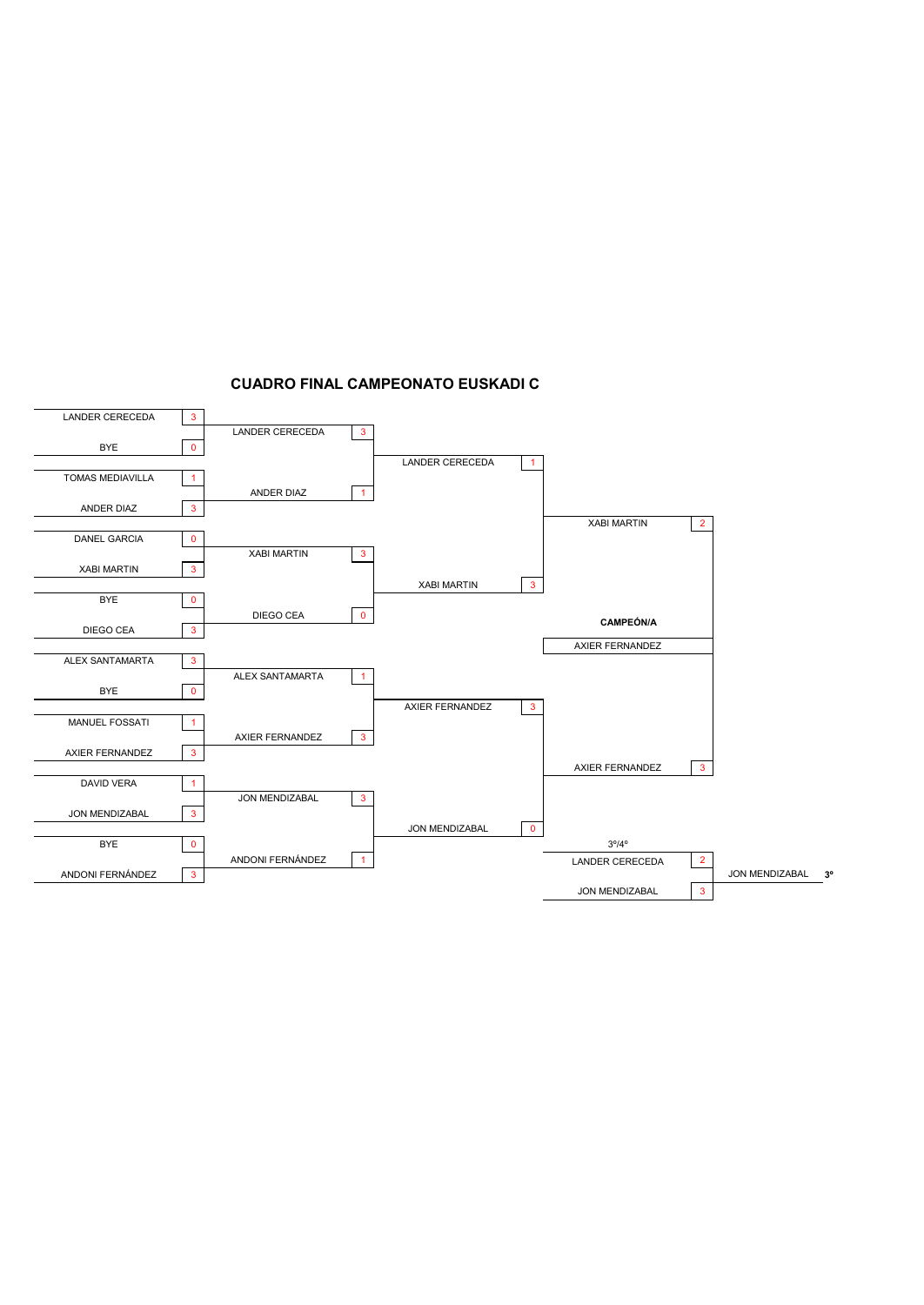# CUADRO FINAL CAMPEONATO EUSKADI C

| Ronda 1 | | Cuartos | | Semifinal | | Final | |
|---|---|---|---|---|---|---|---|
| LANDER CERECEDA | 3 | LANDER CERECEDA | 3 | LANDER CERECEDA | 1 | XABI MARTIN | 2 |
| BYE | 0 | ANDER DIAZ | 1 | XABI MARTIN | 3 | AXIER FERNANDEZ | 3 |
| TOMAS MEDIAVILLA | 1 | XABI MARTIN | 3 | AXIER FERNANDEZ | 3 | | |
| ANDER DIAZ | 3 | DIEGO CEA | 0 | JON MENDIZABAL | 0 | | |
| DANEL GARCIA | 0 | ALEX SANTAMARTA | 1 | | | | |
| XABI MARTIN | 3 | AXIER FERNANDEZ | 3 | | | | |
| BYE | 0 | JON MENDIZABAL | 3 | | | | |
| DIEGO CEA | 3 | ANDONI FERNÁNDEZ | 1 | | | | |
| ALEX SANTAMARTA | 3 | | | | | | |
| BYE | 0 | | | | | | |
| MANUEL FOSSATI | 1 | | | | | | |
| AXIER FERNANDEZ | 3 | | | | | | |
| DAVID VERA | 1 | | | | | | |
| JON MENDIZABAL | 3 | | | | | | |
| BYE | 0 | | | | | | |
| ANDONI FERNÁNDEZ | 3 | | | | | | |

**CAMPEÓN/A**

AXIER FERNANDEZ

3º/4º

| | |
|---|---|
| LANDER CERECEDA | 2 |
| JON MENDIZABAL | 3 |

JON MENDIZABAL **3º**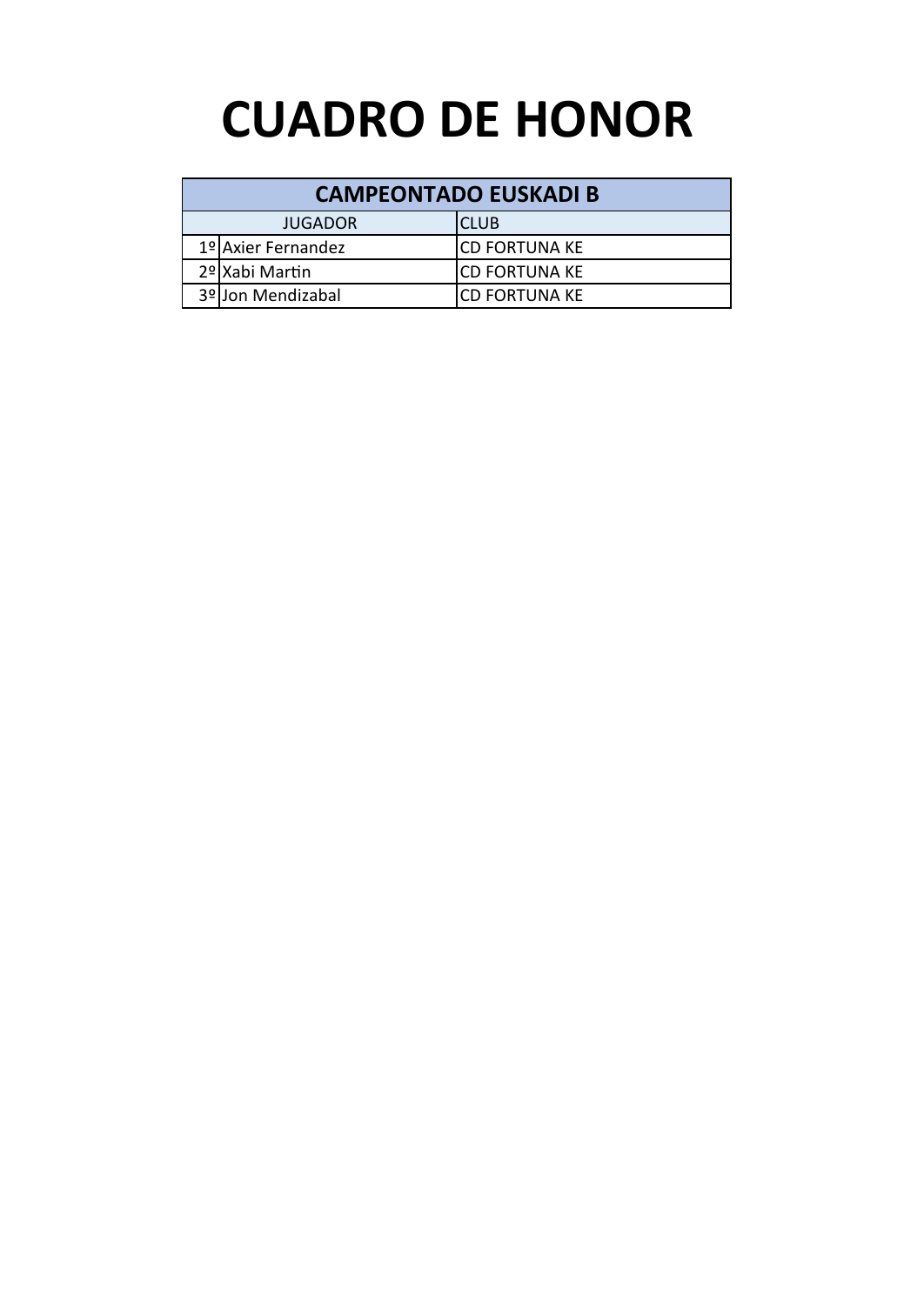# CUADRO DE HONOR

| CAMPEONTADO EUSKADI B | | |
|---|---|---|
| | JUGADOR | CLUB |
| 1º | Axier Fernandez | CD FORTUNA KE |
| 2º | Xabi Martin | CD FORTUNA KE |
| 3º | Jon Mendizabal | CD FORTUNA KE |